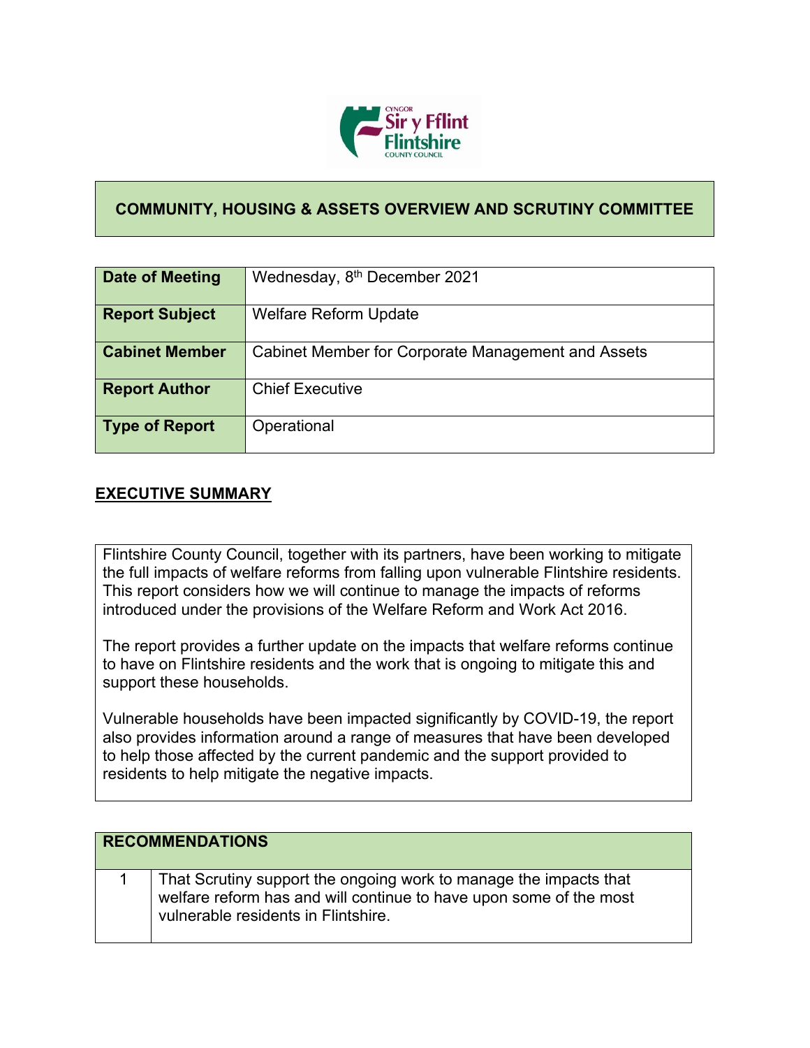# COMMUNITY, HOUSING & ASSETS OVERVIEW AND SCRUTINY COMMITTEE

| | |
|---|---|
| **Date of Meeting** | Wednesday, 8th December 2021 |
| **Report Subject** | Welfare Reform Update |
| **Cabinet Member** | Cabinet Member for Corporate Management and Assets |
| **Report Author** | Chief Executive |
| **Type of Report** | Operational |

## EXECUTIVE SUMMARY

Flintshire County Council, together with its partners, have been working to mitigate the full impacts of welfare reforms from falling upon vulnerable Flintshire residents. This report considers how we will continue to manage the impacts of reforms introduced under the provisions of the Welfare Reform and Work Act 2016.

The report provides a further update on the impacts that welfare reforms continue to have on Flintshire residents and the work that is ongoing to mitigate this and support these households.

Vulnerable households have been impacted significantly by COVID-19, the report also provides information around a range of measures that have been developed to help those affected by the current pandemic and the support provided to residents to help mitigate the negative impacts.

| RECOMMENDATIONS | |
|---|---|
| 1 | That Scrutiny support the ongoing work to manage the impacts that welfare reform has and will continue to have upon some of the most vulnerable residents in Flintshire. |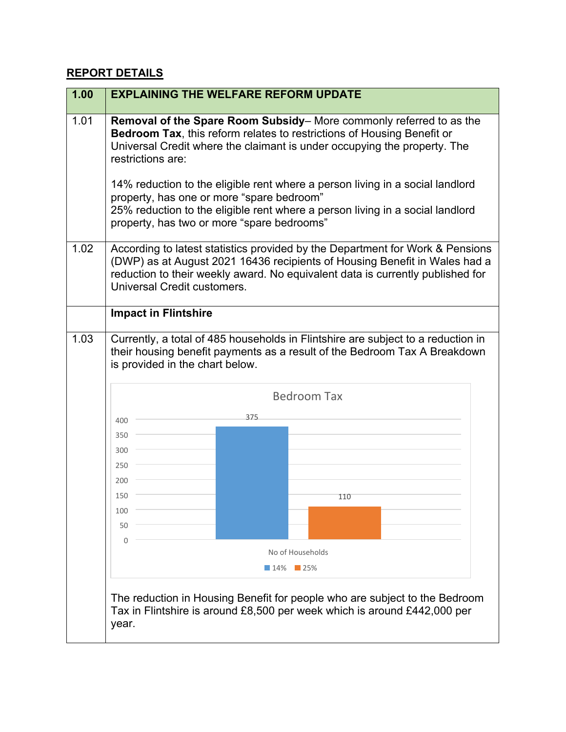## REPORT DETAILS

| 1.00 | EXPLAINING THE WELFARE REFORM UPDATE |
|---|---|
| 1.01 | **Removal of the Spare Room Subsidy**– More commonly referred to as the **Bedroom Tax**, this reform relates to restrictions of Housing Benefit or Universal Credit where the claimant is under occupying the property. The restrictions are:<br><br>14% reduction to the eligible rent where a person living in a social landlord property, has one or more “spare bedroom”<br>25% reduction to the eligible rent where a person living in a social landlord property, has two or more “spare bedrooms” |
| 1.02 | According to latest statistics provided by the Department for Work & Pensions (DWP) as at August 2021 16436 recipients of Housing Benefit in Wales had a reduction to their weekly award. No equivalent data is currently published for Universal Credit customers. |
| | **Impact in Flintshire** |
| 1.03 | Currently, a total of 485 households in Flintshire are subject to a reduction in their housing benefit payments as a result of the Bedroom Tax A Breakdown is provided in the chart below.<br><br>**Bedroom Tax**<br><br>No of Households: 14% – 375; 25% – 110<br><br>The reduction in Housing Benefit for people who are subject to the Bedroom Tax in Flintshire is around £8,500 per week which is around £442,000 per year. |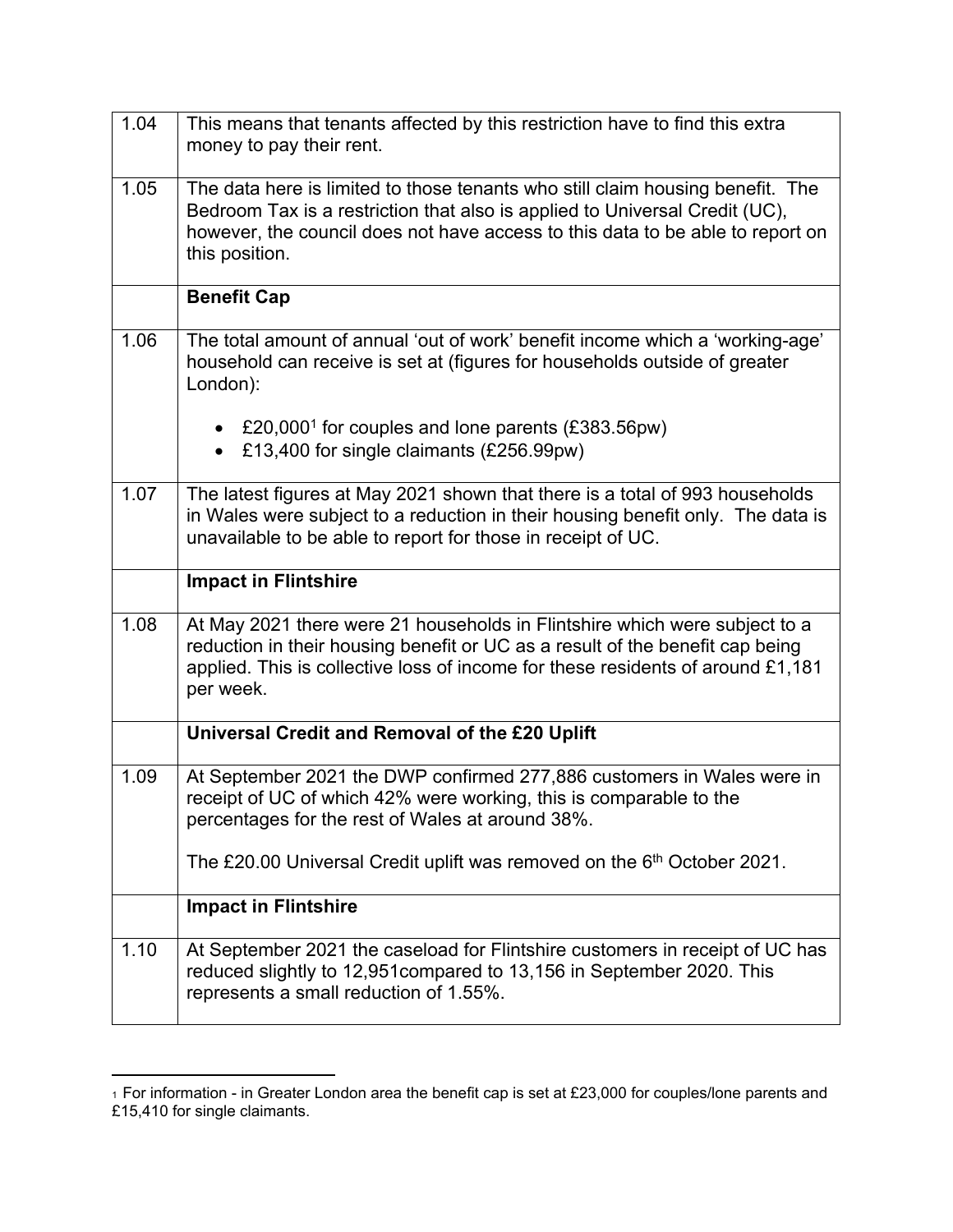| | |
|---|---|
| 1.04 | This means that tenants affected by this restriction have to find this extra money to pay their rent. |
| 1.05 | The data here is limited to those tenants who still claim housing benefit. The Bedroom Tax is a restriction that also is applied to Universal Credit (UC), however, the council does not have access to this data to be able to report on this position. |
| | **Benefit Cap** |
| 1.06 | The total amount of annual 'out of work' benefit income which a 'working-age' household can receive is set at (figures for households outside of greater London):<br><br>• £20,000[1] for couples and lone parents (£383.56pw)<br>• £13,400 for single claimants (£256.99pw) |
| 1.07 | The latest figures at May 2021 shown that there is a total of 993 households in Wales were subject to a reduction in their housing benefit only. The data is unavailable to be able to report for those in receipt of UC. |
| | **Impact in Flintshire** |
| 1.08 | At May 2021 there were 21 households in Flintshire which were subject to a reduction in their housing benefit or UC as a result of the benefit cap being applied. This is collective loss of income for these residents of around £1,181 per week. |
| | **Universal Credit and Removal of the £20 Uplift** |
| 1.09 | At September 2021 the DWP confirmed 277,886 customers in Wales were in receipt of UC of which 42% were working, this is comparable to the percentages for the rest of Wales at around 38%.<br><br>The £20.00 Universal Credit uplift was removed on the 6th October 2021. |
| | **Impact in Flintshire** |
| 1.10 | At September 2021 the caseload for Flintshire customers in receipt of UC has reduced slightly to 12,951compared to 13,156 in September 2020. This represents a small reduction of 1.55%. |

[1] For information - in Greater London area the benefit cap is set at £23,000 for couples/lone parents and £15,410 for single claimants.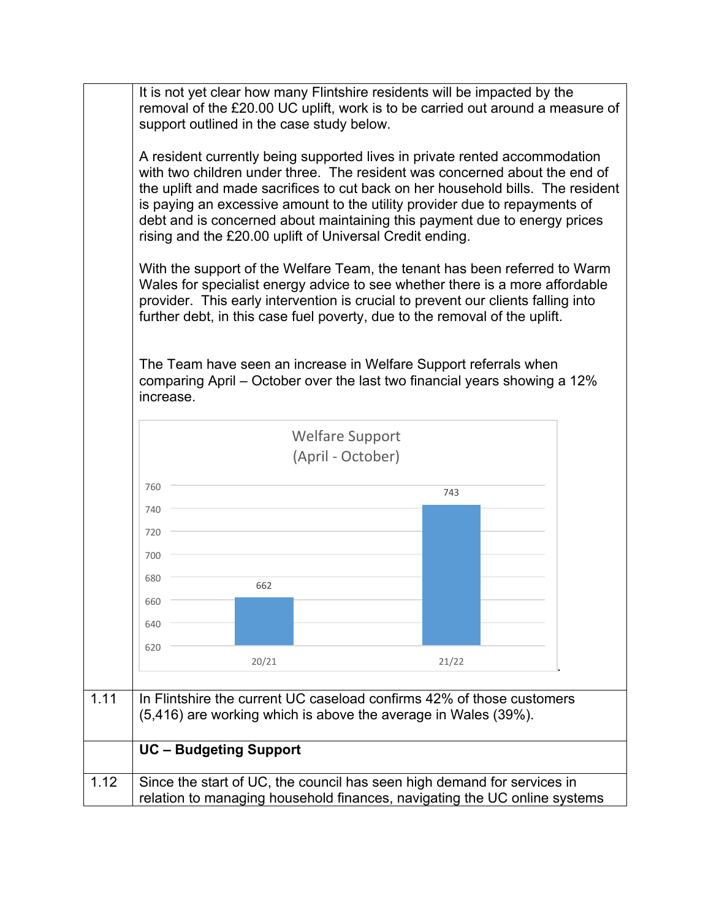|  |  |
|---|---|
|  | It is not yet clear how many Flintshire residents will be impacted by the removal of the £20.00 UC uplift, work is to be carried out around a measure of support outlined in the case study below.<br><br>A resident currently being supported lives in private rented accommodation with two children under three. The resident was concerned about the end of the uplift and made sacrifices to cut back on her household bills. The resident is paying an excessive amount to the utility provider due to repayments of debt and is concerned about maintaining this payment due to energy prices rising and the £20.00 uplift of Universal Credit ending.<br><br>With the support of the Welfare Team, the tenant has been referred to Warm Wales for specialist energy advice to see whether there is a more affordable provider. This early intervention is crucial to prevent our clients falling into further debt, in this case fuel poverty, due to the removal of the uplift.<br><br>The Team have seen an increase in Welfare Support referrals when comparing April – October over the last two financial years showing a 12% increase.<br><br>**Welfare Support (April - October)**<br><br>20/21: 662<br>21/22: 743 |
| 1.11 | In Flintshire the current UC caseload confirms 42% of those customers (5,416) are working which is above the average in Wales (39%). |
|  | **UC – Budgeting Support** |
| 1.12 | Since the start of UC, the council has seen high demand for services in relation to managing household finances, navigating the UC online systems |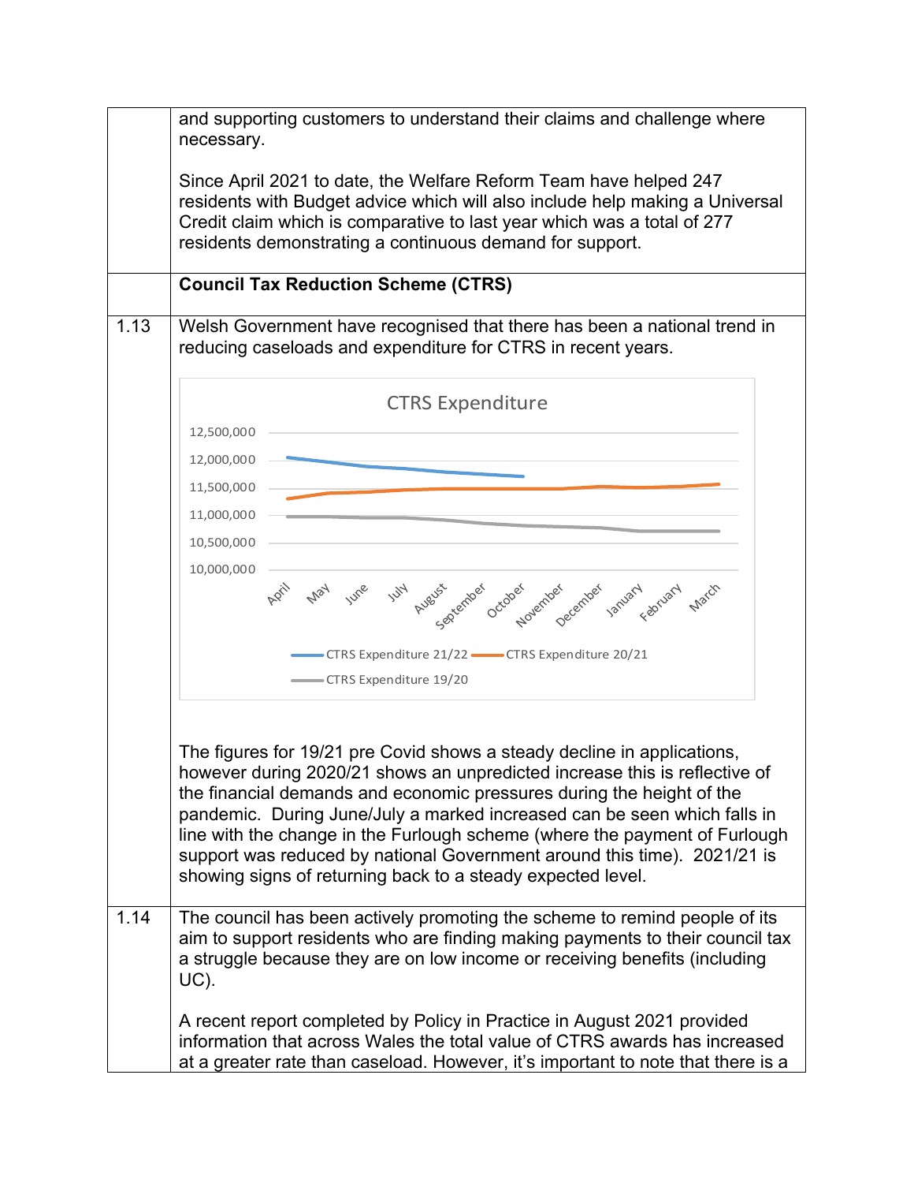| | |
|---|---|
| | and supporting customers to understand their claims and challenge where necessary.<br><br>Since April 2021 to date, the Welfare Reform Team have helped 247 residents with Budget advice which will also include help making a Universal Credit claim which is comparative to last year which was a total of 277 residents demonstrating a continuous demand for support. |
| | **Council Tax Reduction Scheme (CTRS)** |
| 1.13 | Welsh Government have recognised that there has been a national trend in reducing caseloads and expenditure for CTRS in recent years.<br><br>CTRS Expenditure<br><br>Legend: CTRS Expenditure 21/22, CTRS Expenditure 20/21, CTRS Expenditure 19/20<br><br>Y-axis: 10,000,000 – 12,500,000; X-axis: April – March<br><br>The figures for 19/21 pre Covid shows a steady decline in applications, however during 2020/21 shows an unpredicted increase this is reflective of the financial demands and economic pressures during the height of the pandemic. During June/July a marked increased can be seen which falls in line with the change in the Furlough scheme (where the payment of Furlough support was reduced by national Government around this time). 2021/21 is showing signs of returning back to a steady expected level. |
| 1.14 | The council has been actively promoting the scheme to remind people of its aim to support residents who are finding making payments to their council tax a struggle because they are on low income or receiving benefits (including UC).<br><br>A recent report completed by Policy in Practice in August 2021 provided information that across Wales the total value of CTRS awards has increased at a greater rate than caseload. However, it's important to note that there is a |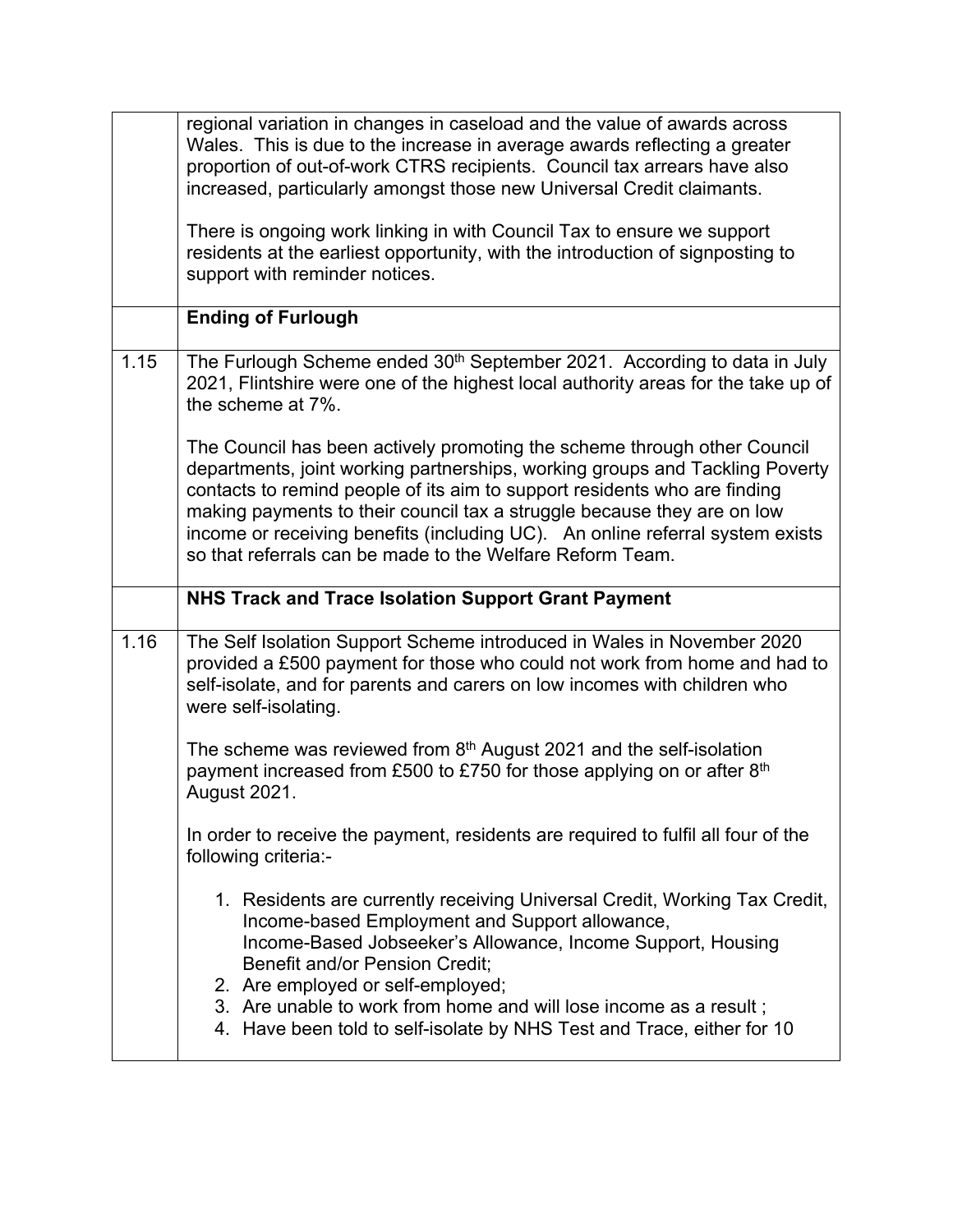| | |
|---|---|
| | regional variation in changes in caseload and the value of awards across Wales. This is due to the increase in average awards reflecting a greater proportion of out-of-work CTRS recipients. Council tax arrears have also increased, particularly amongst those new Universal Credit claimants.<br><br>There is ongoing work linking in with Council Tax to ensure we support residents at the earliest opportunity, with the introduction of signposting to support with reminder notices. |
| | **Ending of Furlough** |
| 1.15 | The Furlough Scheme ended 30th September 2021. According to data in July 2021, Flintshire were one of the highest local authority areas for the take up of the scheme at 7%.<br><br>The Council has been actively promoting the scheme through other Council departments, joint working partnerships, working groups and Tackling Poverty contacts to remind people of its aim to support residents who are finding making payments to their council tax a struggle because they are on low income or receiving benefits (including UC). An online referral system exists so that referrals can be made to the Welfare Reform Team. |
| | **NHS Track and Trace Isolation Support Grant Payment** |
| 1.16 | The Self Isolation Support Scheme introduced in Wales in November 2020 provided a £500 payment for those who could not work from home and had to self-isolate, and for parents and carers on low incomes with children who were self-isolating.<br><br>The scheme was reviewed from 8th August 2021 and the self-isolation payment increased from £500 to £750 for those applying on or after 8th August 2021.<br><br>In order to receive the payment, residents are required to fulfil all four of the following criteria:-<br><br>1. Residents are currently receiving Universal Credit, Working Tax Credit, Income-based Employment and Support allowance, Income-Based Jobseeker's Allowance, Income Support, Housing Benefit and/or Pension Credit;<br>2. Are employed or self-employed;<br>3. Are unable to work from home and will lose income as a result ;<br>4. Have been told to self-isolate by NHS Test and Trace, either for 10 |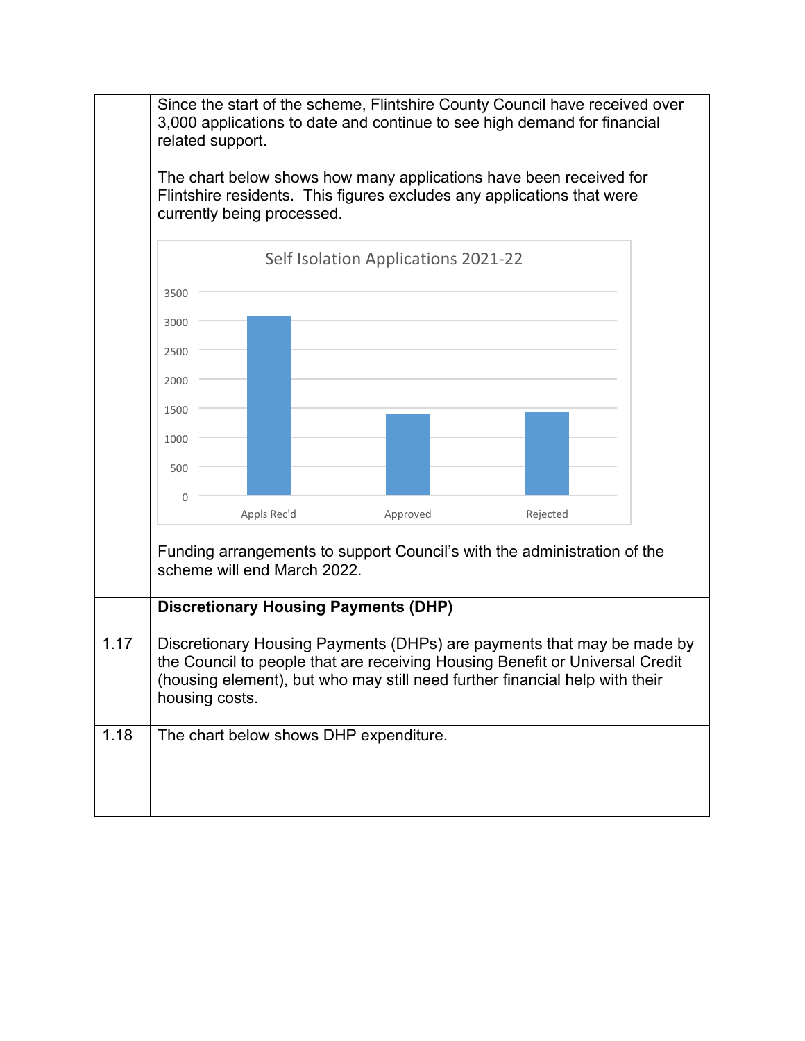| | |
|---|---|
| | Since the start of the scheme, Flintshire County Council have received over 3,000 applications to date and continue to see high demand for financial related support.<br><br>The chart below shows how many applications have been received for Flintshire residents. This figures excludes any applications that were currently being processed.<br><br>**Self Isolation Applications 2021-22**<br><br>(Bar chart, y-axis 0–3500: Appls Rec'd ≈ 3,080; Approved ≈ 1,400; Rejected ≈ 1,420)<br><br>Funding arrangements to support Council's with the administration of the scheme will end March 2022. |
| | **Discretionary Housing Payments (DHP)** |
| 1.17 | Discretionary Housing Payments (DHPs) are payments that may be made by the Council to people that are receiving Housing Benefit or Universal Credit (housing element), but who may still need further financial help with their housing costs. |
| 1.18 | The chart below shows DHP expenditure. |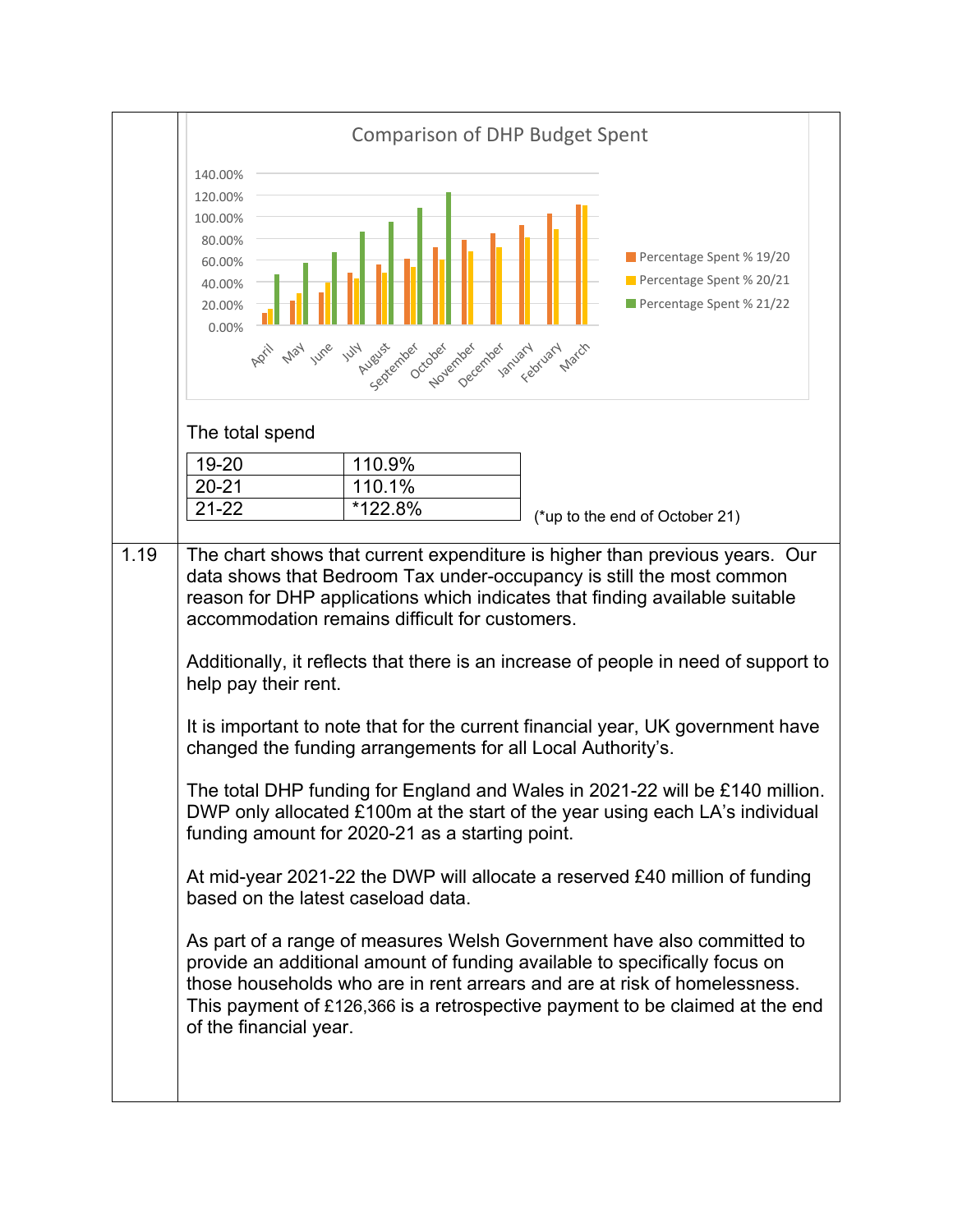Comparison of DHP Budget Spent

The total spend

| | |
|---|---|
| 19-20 | 110.9% |
| 20-21 | 110.1% |
| 21-22 | *122.8% |

(*up to the end of October 21)

1.19 The chart shows that current expenditure is higher than previous years. Our data shows that Bedroom Tax under-occupancy is still the most common reason for DHP applications which indicates that finding available suitable accommodation remains difficult for customers.

Additionally, it reflects that there is an increase of people in need of support to help pay their rent.

It is important to note that for the current financial year, UK government have changed the funding arrangements for all Local Authority's.

The total DHP funding for England and Wales in 2021-22 will be £140 million. DWP only allocated £100m at the start of the year using each LA's individual funding amount for 2020-21 as a starting point.

At mid-year 2021-22 the DWP will allocate a reserved £40 million of funding based on the latest caseload data.

As part of a range of measures Welsh Government have also committed to provide an additional amount of funding available to specifically focus on those households who are in rent arrears and are at risk of homelessness. This payment of £126,366 is a retrospective payment to be claimed at the end of the financial year.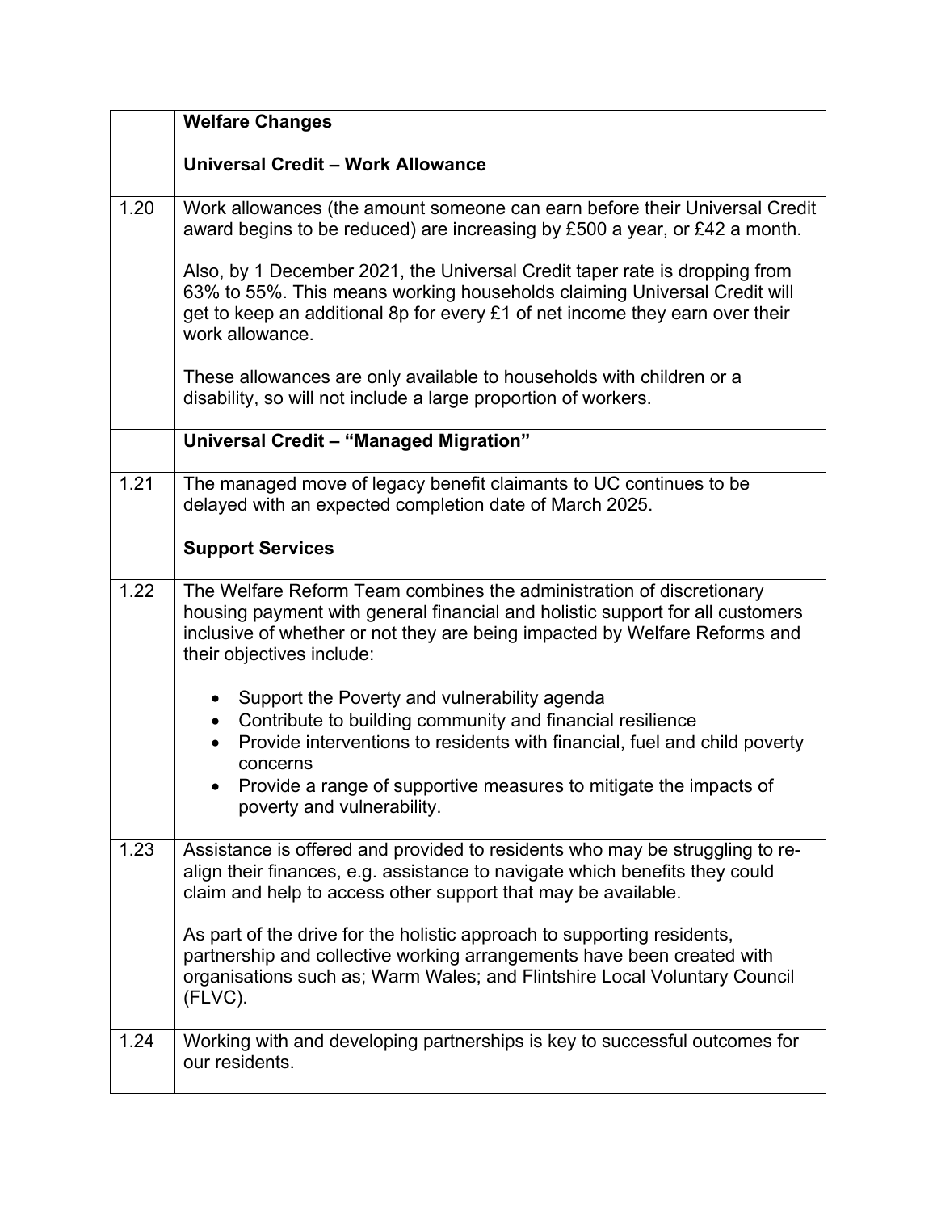| | Welfare Changes |
|---|---|
| | **Universal Credit – Work Allowance** |
| 1.20 | Work allowances (the amount someone can earn before their Universal Credit award begins to be reduced) are increasing by £500 a year, or £42 a month.<br><br>Also, by 1 December 2021, the Universal Credit taper rate is dropping from 63% to 55%. This means working households claiming Universal Credit will get to keep an additional 8p for every £1 of net income they earn over their work allowance.<br><br>These allowances are only available to households with children or a disability, so will not include a large proportion of workers. |
| | **Universal Credit – "Managed Migration"** |
| 1.21 | The managed move of legacy benefit claimants to UC continues to be delayed with an expected completion date of March 2025. |
| | **Support Services** |
| 1.22 | The Welfare Reform Team combines the administration of discretionary housing payment with general financial and holistic support for all customers inclusive of whether or not they are being impacted by Welfare Reforms and their objectives include:<br><br>• Support the Poverty and vulnerability agenda<br>• Contribute to building community and financial resilience<br>• Provide interventions to residents with financial, fuel and child poverty concerns<br>• Provide a range of supportive measures to mitigate the impacts of poverty and vulnerability. |
| 1.23 | Assistance is offered and provided to residents who may be struggling to re-align their finances, e.g. assistance to navigate which benefits they could claim and help to access other support that may be available.<br><br>As part of the drive for the holistic approach to supporting residents, partnership and collective working arrangements have been created with organisations such as; Warm Wales; and Flintshire Local Voluntary Council (FLVC). |
| 1.24 | Working with and developing partnerships is key to successful outcomes for our residents. |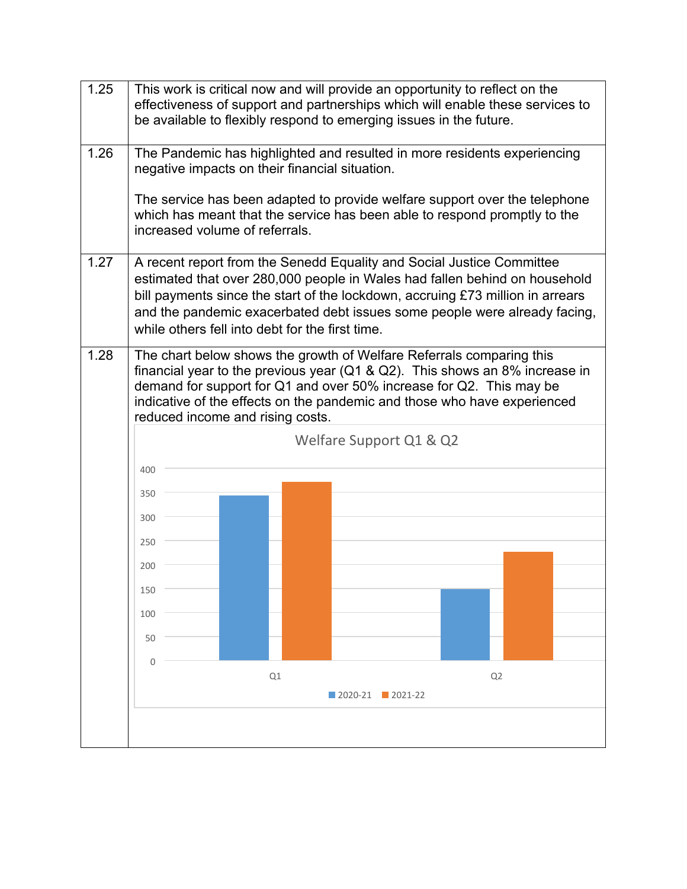| | |
|---|---|
| 1.25 | This work is critical now and will provide an opportunity to reflect on the effectiveness of support and partnerships which will enable these services to be available to flexibly respond to emerging issues in the future. |
| 1.26 | The Pandemic has highlighted and resulted in more residents experiencing negative impacts on their financial situation.<br><br>The service has been adapted to provide welfare support over the telephone which has meant that the service has been able to respond promptly to the increased volume of referrals. |
| 1.27 | A recent report from the Senedd Equality and Social Justice Committee estimated that over 280,000 people in Wales had fallen behind on household bill payments since the start of the lockdown, accruing £73 million in arrears and the pandemic exacerbated debt issues some people were already facing, while others fell into debt for the first time. |
| 1.28 | The chart below shows the growth of Welfare Referrals comparing this financial year to the previous year (Q1 & Q2). This shows an 8% increase in demand for support for Q1 and over 50% increase for Q2. This may be indicative of the effects on the pandemic and those who have experienced reduced income and rising costs.<br><br>**Welfare Support Q1 & Q2**<br><br>Legend: 2020-21, 2021-22<br>Categories: Q1, Q2<br>Axis: 0, 50, 100, 150, 200, 250, 300, 350, 400 |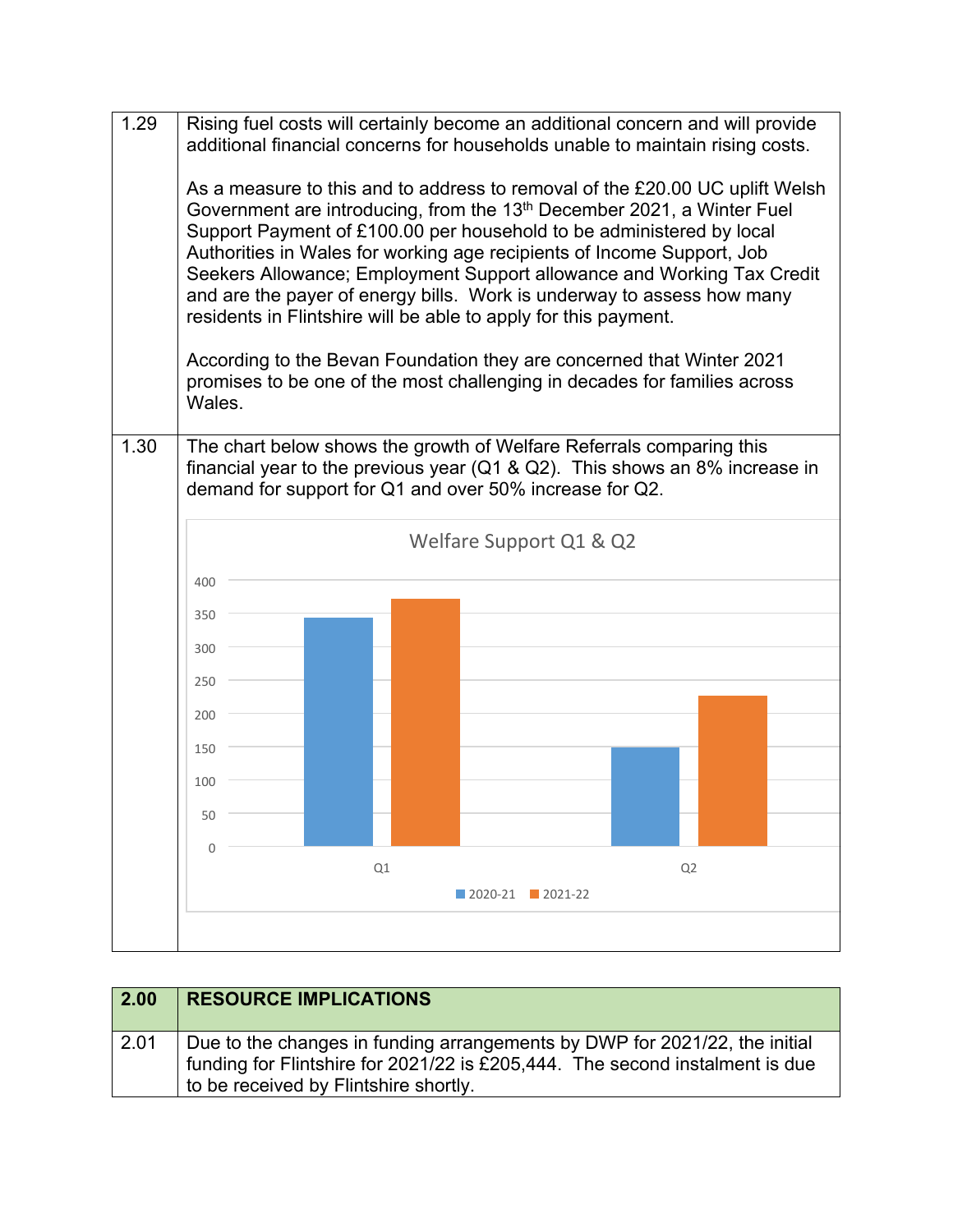| | |
|---|---|
| 1.29 | Rising fuel costs will certainly become an additional concern and will provide additional financial concerns for households unable to maintain rising costs.<br><br>As a measure to this and to address to removal of the £20.00 UC uplift Welsh Government are introducing, from the 13th December 2021, a Winter Fuel Support Payment of £100.00 per household to be administered by local Authorities in Wales for working age recipients of Income Support, Job Seekers Allowance; Employment Support allowance and Working Tax Credit and are the payer of energy bills. Work is underway to assess how many residents in Flintshire will be able to apply for this payment.<br><br>According to the Bevan Foundation they are concerned that Winter 2021 promises to be one of the most challenging in decades for families across Wales. |
| 1.30 | The chart below shows the growth of Welfare Referrals comparing this financial year to the previous year (Q1 & Q2). This shows an 8% increase in demand for support for Q1 and over 50% increase for Q2. |

**Welfare Support Q1 & Q2**

| | 2020-21 | 2021-22 |
|---|---|---|
| Q1 | ~345 | ~372 |
| Q2 | ~148 | ~226 |

| 2.00 | RESOURCE IMPLICATIONS |
|---|---|
| 2.01 | Due to the changes in funding arrangements by DWP for 2021/22, the initial funding for Flintshire for 2021/22 is £205,444. The second instalment is due to be received by Flintshire shortly. |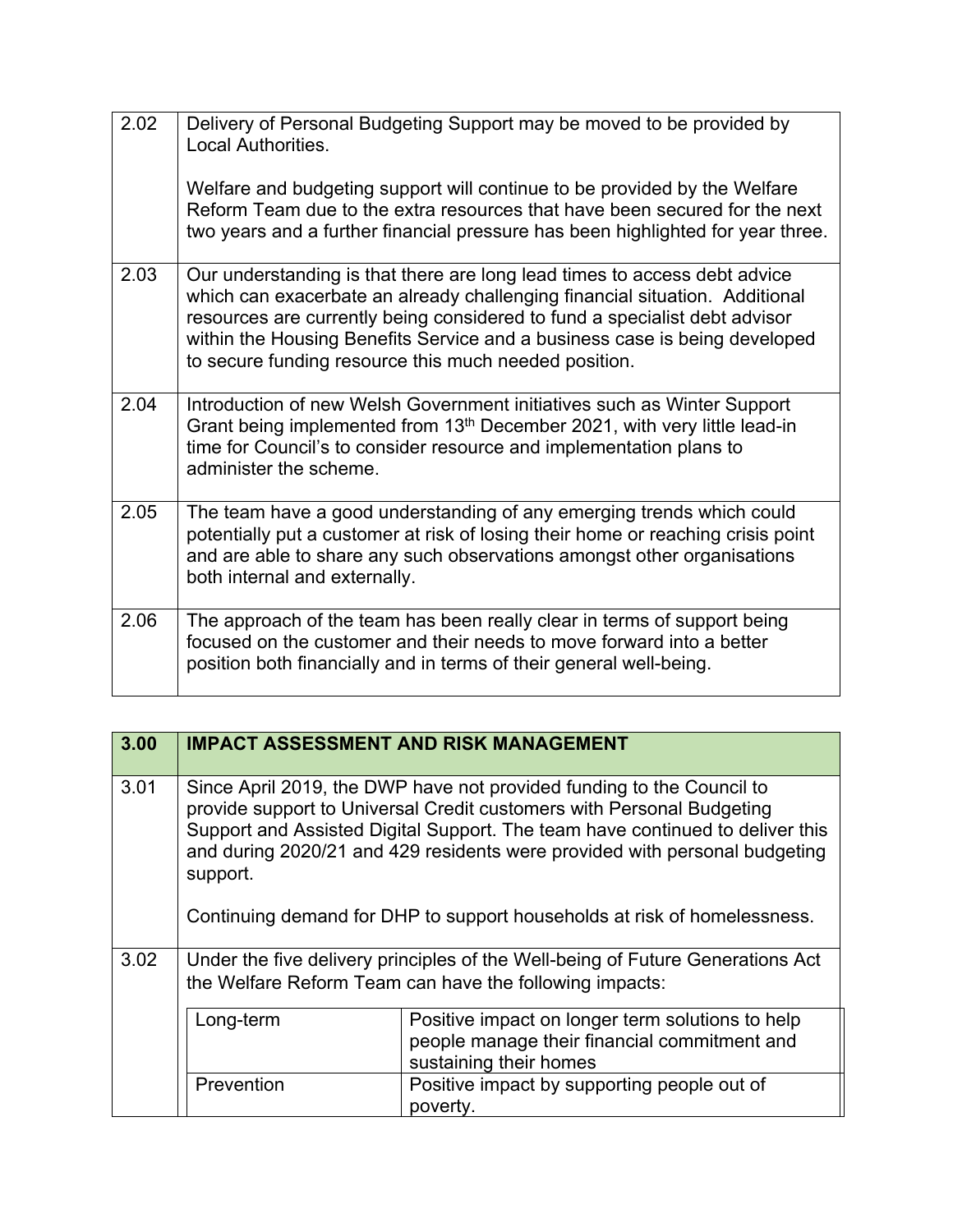| | |
|---|---|
| 2.02 | Delivery of Personal Budgeting Support may be moved to be provided by Local Authorities.<br><br>Welfare and budgeting support will continue to be provided by the Welfare Reform Team due to the extra resources that have been secured for the next two years and a further financial pressure has been highlighted for year three. |
| 2.03 | Our understanding is that there are long lead times to access debt advice which can exacerbate an already challenging financial situation. Additional resources are currently being considered to fund a specialist debt advisor within the Housing Benefits Service and a business case is being developed to secure funding resource this much needed position. |
| 2.04 | Introduction of new Welsh Government initiatives such as Winter Support Grant being implemented from 13th December 2021, with very little lead-in time for Council's to consider resource and implementation plans to administer the scheme. |
| 2.05 | The team have a good understanding of any emerging trends which could potentially put a customer at risk of losing their home or reaching crisis point and are able to share any such observations amongst other organisations both internal and externally. |
| 2.06 | The approach of the team has been really clear in terms of support being focused on the customer and their needs to move forward into a better position both financially and in terms of their general well-being. |

| **3.00** | **IMPACT ASSESSMENT AND RISK MANAGEMENT** |
|---|---|
| 3.01 | Since April 2019, the DWP have not provided funding to the Council to provide support to Universal Credit customers with Personal Budgeting Support and Assisted Digital Support. The team have continued to deliver this and during 2020/21 and 429 residents were provided with personal budgeting support.<br><br>Continuing demand for DHP to support households at risk of homelessness. |
| 3.02 | Under the five delivery principles of the Well-being of Future Generations Act the Welfare Reform Team can have the following impacts: |

| | |
|---|---|
| Long-term | Positive impact on longer term solutions to help people manage their financial commitment and sustaining their homes |
| Prevention | Positive impact by supporting people out of poverty. |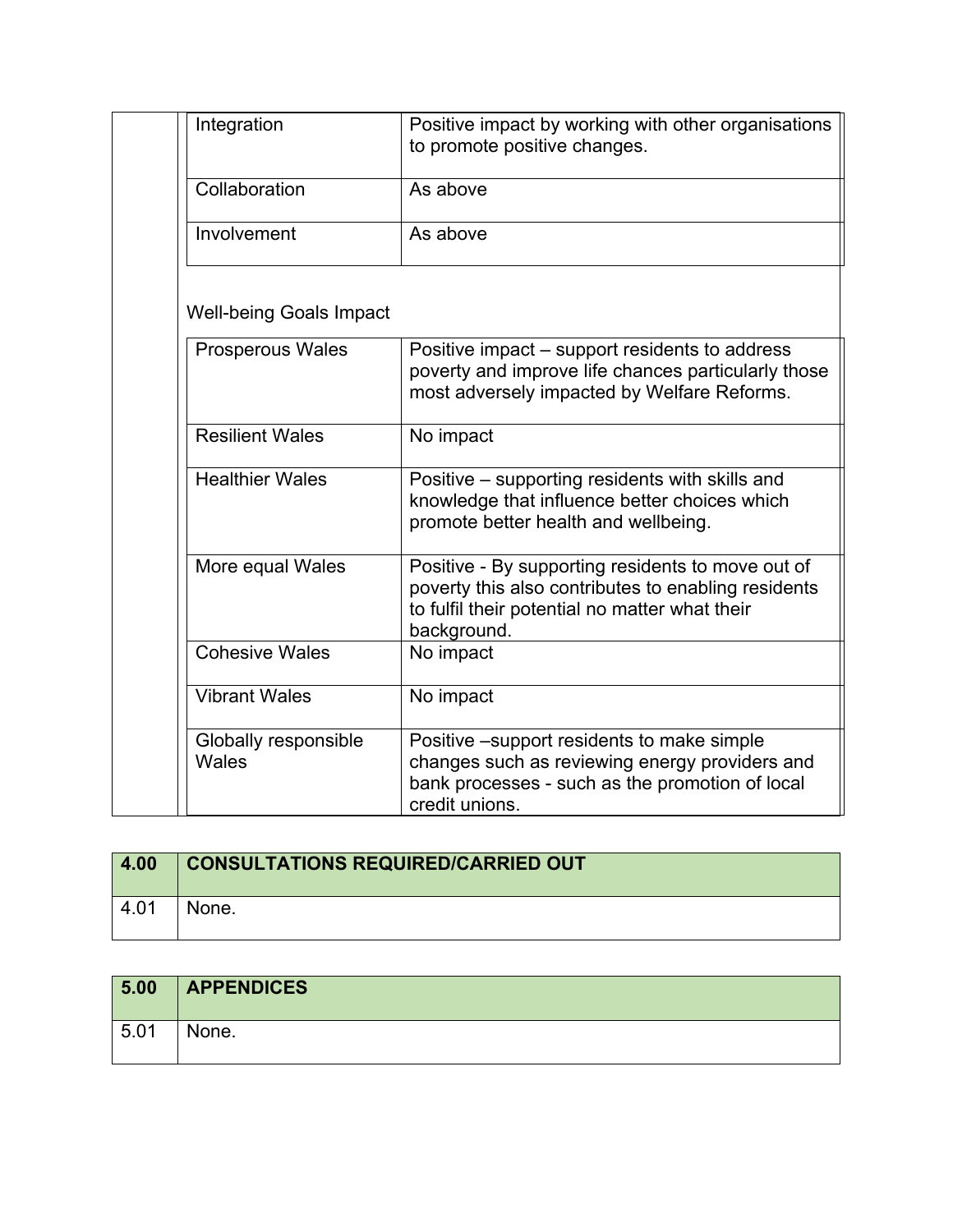| | |
|---|---|
| Integration | Positive impact by working with other organisations to promote positive changes. |
| Collaboration | As above |
| Involvement | As above |

Well-being Goals Impact

| | |
|---|---|
| Prosperous Wales | Positive impact – support residents to address poverty and improve life chances particularly those most adversely impacted by Welfare Reforms. |
| Resilient Wales | No impact |
| Healthier Wales | Positive – supporting residents with skills and knowledge that influence better choices which promote better health and wellbeing. |
| More equal Wales | Positive - By supporting residents to move out of poverty this also contributes to enabling residents to fulfil their potential no matter what their background. |
| Cohesive Wales | No impact |
| Vibrant Wales | No impact |
| Globally responsible Wales | Positive –support residents to make simple changes such as reviewing energy providers and bank processes - such as the promotion of local credit unions. |

| 4.00 | CONSULTATIONS REQUIRED/CARRIED OUT |
|---|---|
| 4.01 | None. |

| 5.00 | APPENDICES |
|---|---|
| 5.01 | None. |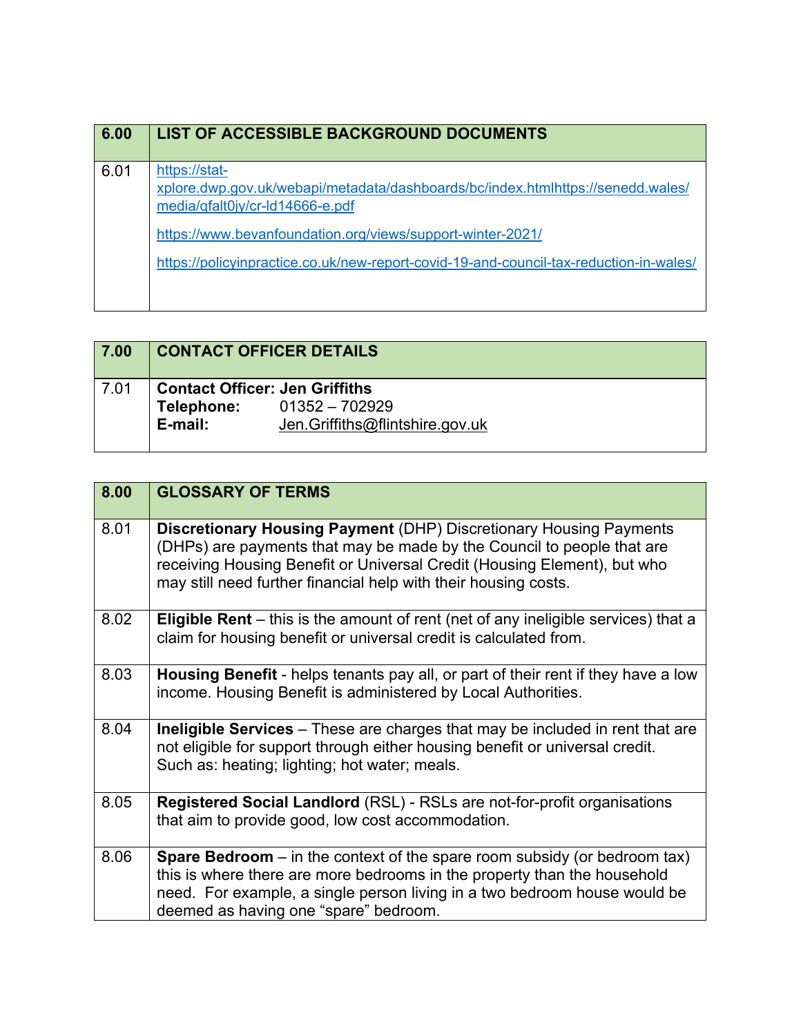| 6.00 | LIST OF ACCESSIBLE BACKGROUND DOCUMENTS |
|---|---|
| 6.01 | https://stat-xplore.dwp.gov.uk/webapi/metadata/dashboards/bc/index.htmlhttps://senedd.wales/media/qfalt0jy/cr-ld14666-e.pdf<br><br>https://www.bevanfoundation.org/views/support-winter-2021/<br><br>https://policyinpractice.co.uk/new-report-covid-19-and-council-tax-reduction-in-wales/ |

| 7.00 | CONTACT OFFICER DETAILS |
|---|---|
| 7.01 | **Contact Officer: Jen Griffiths**<br>**Telephone:** 01352 – 702929<br>**E-mail:** Jen.Griffiths@flintshire.gov.uk |

| 8.00 | GLOSSARY OF TERMS |
|---|---|
| 8.01 | **Discretionary Housing Payment** (DHP) Discretionary Housing Payments (DHPs) are payments that may be made by the Council to people that are receiving Housing Benefit or Universal Credit (Housing Element), but who may still need further financial help with their housing costs. |
| 8.02 | **Eligible Rent** – this is the amount of rent (net of any ineligible services) that a claim for housing benefit or universal credit is calculated from. |
| 8.03 | **Housing Benefit** - helps tenants pay all, or part of their rent if they have a low income. Housing Benefit is administered by Local Authorities. |
| 8.04 | **Ineligible Services** – These are charges that may be included in rent that are not eligible for support through either housing benefit or universal credit. Such as: heating; lighting; hot water; meals. |
| 8.05 | **Registered Social Landlord** (RSL) - RSLs are not-for-profit organisations that aim to provide good, low cost accommodation. |
| 8.06 | **Spare Bedroom** – in the context of the spare room subsidy (or bedroom tax) this is where there are more bedrooms in the property than the household need. For example, a single person living in a two bedroom house would be deemed as having one "spare" bedroom. |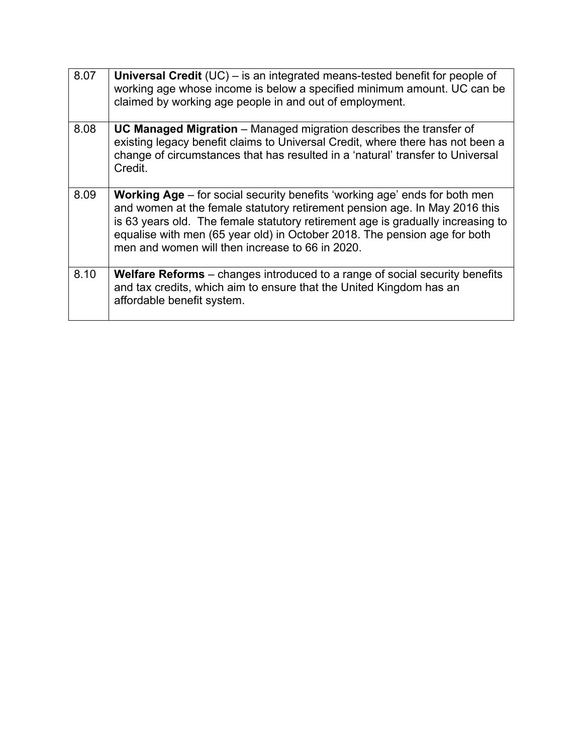| | |
|---|---|
| 8.07 | **Universal Credit** (UC) – is an integrated means-tested benefit for people of working age whose income is below a specified minimum amount. UC can be claimed by working age people in and out of employment. |
| 8.08 | **UC Managed Migration** – Managed migration describes the transfer of existing legacy benefit claims to Universal Credit, where there has not been a change of circumstances that has resulted in a 'natural' transfer to Universal Credit. |
| 8.09 | **Working Age** – for social security benefits 'working age' ends for both men and women at the female statutory retirement pension age. In May 2016 this is 63 years old. The female statutory retirement age is gradually increasing to equalise with men (65 year old) in October 2018. The pension age for both men and women will then increase to 66 in 2020. |
| 8.10 | **Welfare Reforms** – changes introduced to a range of social security benefits and tax credits, which aim to ensure that the United Kingdom has an affordable benefit system. |